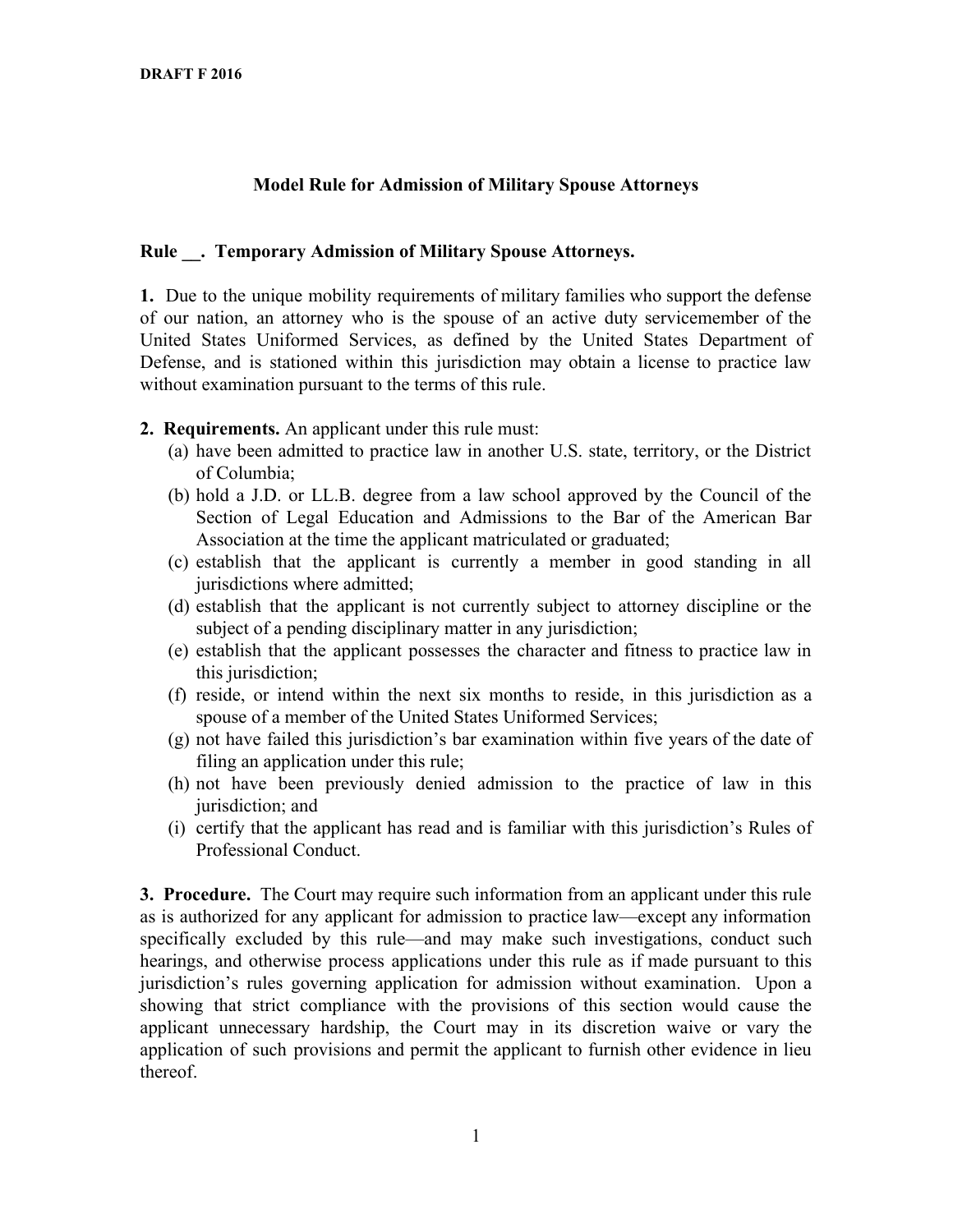DRAFT F 2016

# Model Rule for Admission of Military Spouse Attorneys

## Rule __. Temporary Admission of Military Spouse Attorneys.

**1.** Due to the unique mobility requirements of military families who support the defense of our nation, an attorney who is the spouse of an active duty servicemember of the United States Uniformed Services, as defined by the United States Department of Defense, and is stationed within this jurisdiction may obtain a license to practice law without examination pursuant to the terms of this rule.

**2. Requirements.** An applicant under this rule must:

(a) have been admitted to practice law in another U.S. state, territory, or the District of Columbia;

(b) hold a J.D. or LL.B. degree from a law school approved by the Council of the Section of Legal Education and Admissions to the Bar of the American Bar Association at the time the applicant matriculated or graduated;

(c) establish that the applicant is currently a member in good standing in all jurisdictions where admitted;

(d) establish that the applicant is not currently subject to attorney discipline or the subject of a pending disciplinary matter in any jurisdiction;

(e) establish that the applicant possesses the character and fitness to practice law in this jurisdiction;

(f) reside, or intend within the next six months to reside, in this jurisdiction as a spouse of a member of the United States Uniformed Services;

(g) not have failed this jurisdiction's bar examination within five years of the date of filing an application under this rule;

(h) not have been previously denied admission to the practice of law in this jurisdiction; and

(i) certify that the applicant has read and is familiar with this jurisdiction's Rules of Professional Conduct.

**3. Procedure.** The Court may require such information from an applicant under this rule as is authorized for any applicant for admission to practice law—except any information specifically excluded by this rule—and may make such investigations, conduct such hearings, and otherwise process applications under this rule as if made pursuant to this jurisdiction's rules governing application for admission without examination. Upon a showing that strict compliance with the provisions of this section would cause the applicant unnecessary hardship, the Court may in its discretion waive or vary the application of such provisions and permit the applicant to furnish other evidence in lieu thereof.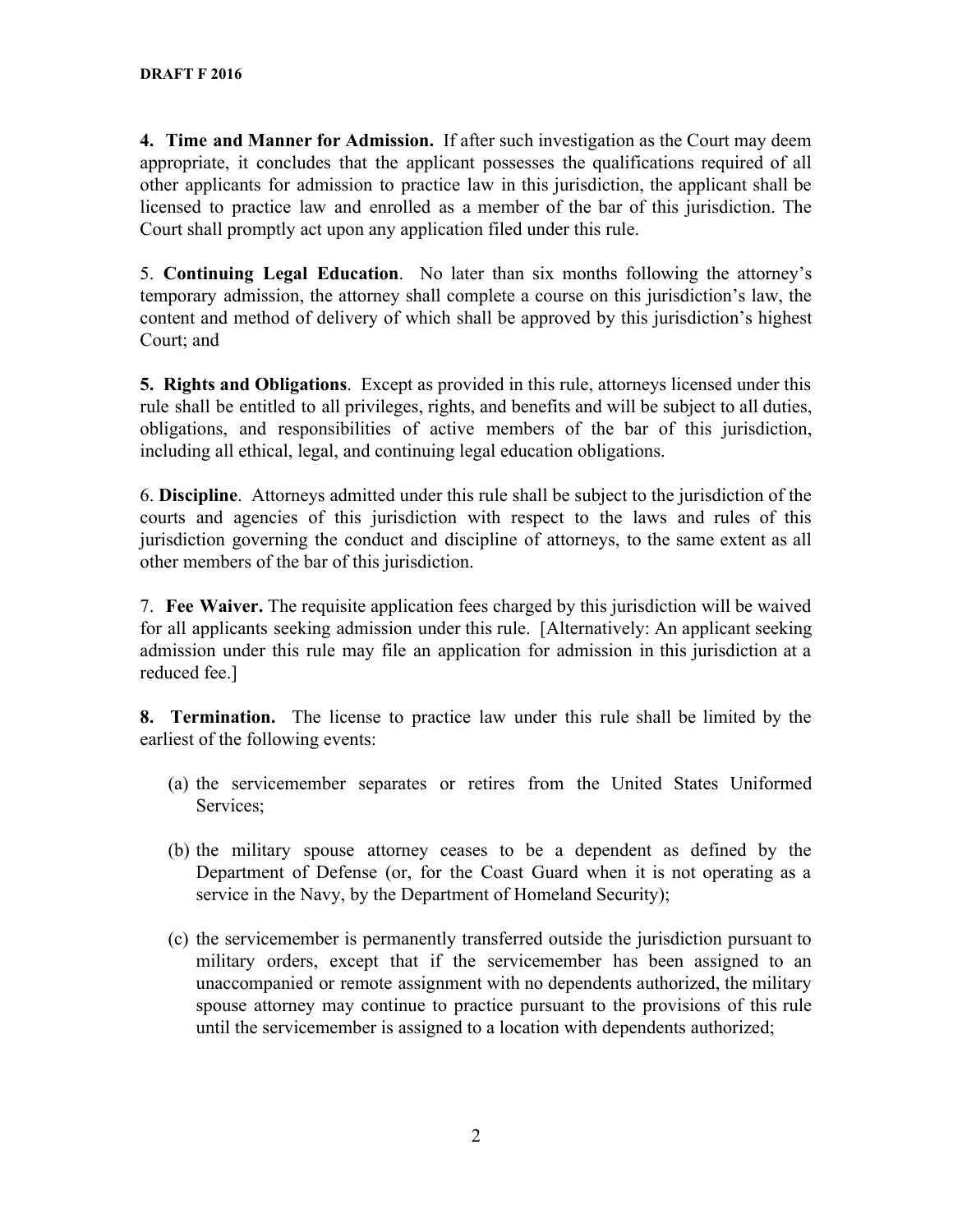**4. Time and Manner for Admission.** If after such investigation as the Court may deem appropriate, it concludes that the applicant possesses the qualifications required of all other applicants for admission to practice law in this jurisdiction, the applicant shall be licensed to practice law and enrolled as a member of the bar of this jurisdiction. The Court shall promptly act upon any application filed under this rule.

5. **Continuing Legal Education**. No later than six months following the attorney's temporary admission, the attorney shall complete a course on this jurisdiction's law, the content and method of delivery of which shall be approved by this jurisdiction's highest Court; and

**5. Rights and Obligations**. Except as provided in this rule, attorneys licensed under this rule shall be entitled to all privileges, rights, and benefits and will be subject to all duties, obligations, and responsibilities of active members of the bar of this jurisdiction, including all ethical, legal, and continuing legal education obligations.

6. **Discipline**. Attorneys admitted under this rule shall be subject to the jurisdiction of the courts and agencies of this jurisdiction with respect to the laws and rules of this jurisdiction governing the conduct and discipline of attorneys, to the same extent as all other members of the bar of this jurisdiction.

7. **Fee Waiver.** The requisite application fees charged by this jurisdiction will be waived for all applicants seeking admission under this rule. [Alternatively: An applicant seeking admission under this rule may file an application for admission in this jurisdiction at a reduced fee.]

**8. Termination.** The license to practice law under this rule shall be limited by the earliest of the following events:

(a) the servicemember separates or retires from the United States Uniformed Services;

(b) the military spouse attorney ceases to be a dependent as defined by the Department of Defense (or, for the Coast Guard when it is not operating as a service in the Navy, by the Department of Homeland Security);

(c) the servicemember is permanently transferred outside the jurisdiction pursuant to military orders, except that if the servicemember has been assigned to an unaccompanied or remote assignment with no dependents authorized, the military spouse attorney may continue to practice pursuant to the provisions of this rule until the servicemember is assigned to a location with dependents authorized;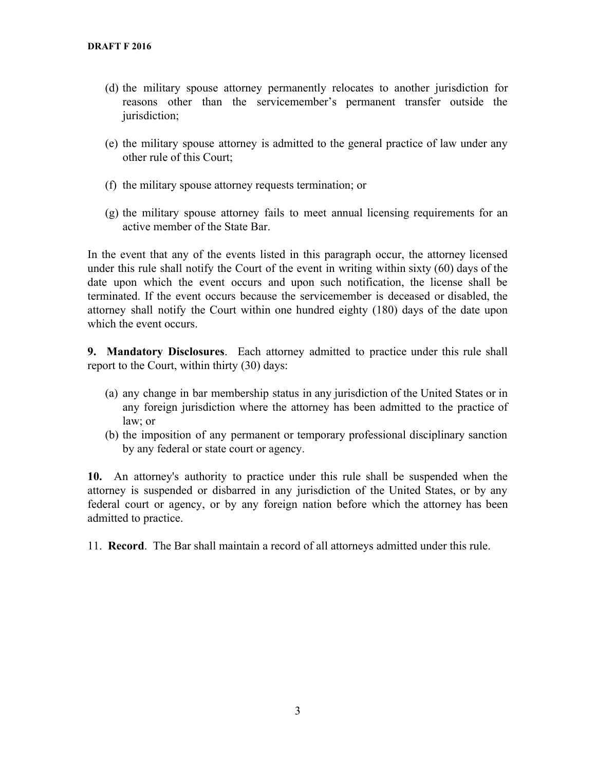(d) the military spouse attorney permanently relocates to another jurisdiction for reasons other than the servicemember's permanent transfer outside the jurisdiction;

(e) the military spouse attorney is admitted to the general practice of law under any other rule of this Court;

(f) the military spouse attorney requests termination; or

(g) the military spouse attorney fails to meet annual licensing requirements for an active member of the State Bar.

In the event that any of the events listed in this paragraph occur, the attorney licensed under this rule shall notify the Court of the event in writing within sixty (60) days of the date upon which the event occurs and upon such notification, the license shall be terminated. If the event occurs because the servicemember is deceased or disabled, the attorney shall notify the Court within one hundred eighty (180) days of the date upon which the event occurs.

**9. Mandatory Disclosures**. Each attorney admitted to practice under this rule shall report to the Court, within thirty (30) days:

(a) any change in bar membership status in any jurisdiction of the United States or in any foreign jurisdiction where the attorney has been admitted to the practice of law; or
(b) the imposition of any permanent or temporary professional disciplinary sanction by any federal or state court or agency.

**10.** An attorney's authority to practice under this rule shall be suspended when the attorney is suspended or disbarred in any jurisdiction of the United States, or by any federal court or agency, or by any foreign nation before which the attorney has been admitted to practice.

11. **Record**. The Bar shall maintain a record of all attorneys admitted under this rule.